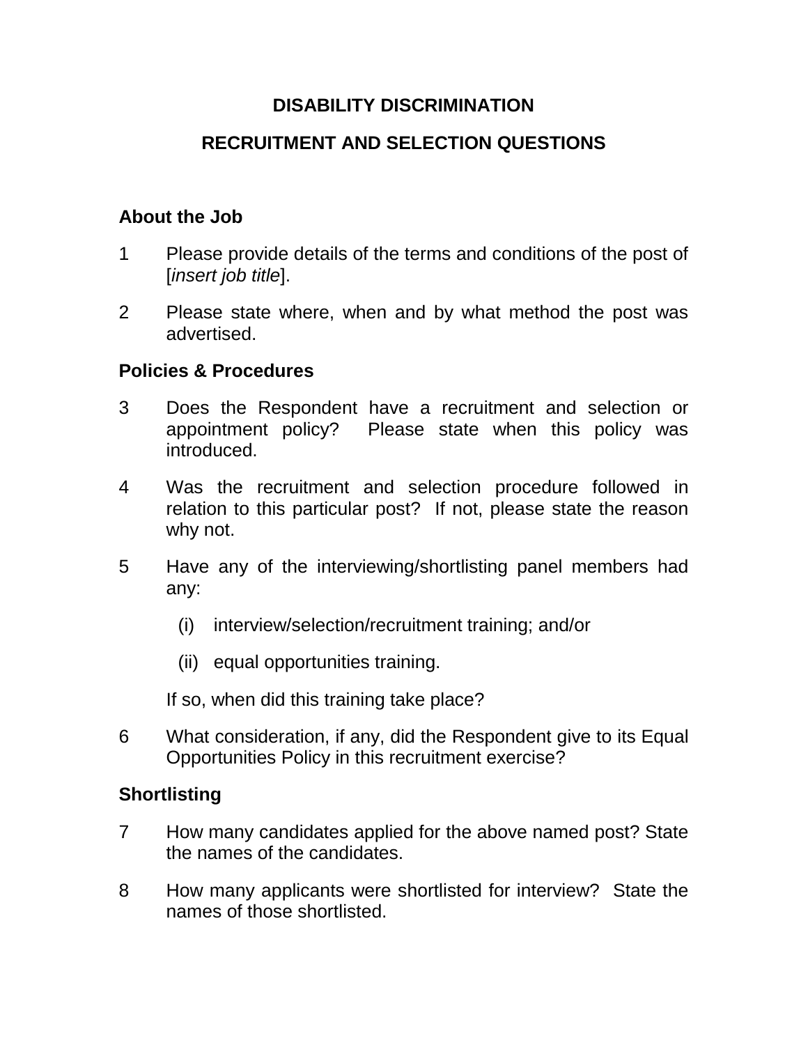# DISABILITY DISCRIMINATION

# RECRUITMENT AND SELECTION QUESTIONS

## About the Job

1. Please provide details of the terms and conditions of the post of [*insert job title*].

2. Please state where, when and by what method the post was advertised.

## Policies & Procedures

3. Does the Respondent have a recruitment and selection or appointment policy? Please state when this policy was introduced.

4. Was the recruitment and selection procedure followed in relation to this particular post? If not, please state the reason why not.

5. Have any of the interviewing/shortlisting panel members had any:

   (i) interview/selection/recruitment training; and/or

   (ii) equal opportunities training.

   If so, when did this training take place?

6. What consideration, if any, did the Respondent give to its Equal Opportunities Policy in this recruitment exercise?

## Shortlisting

7. How many candidates applied for the above named post? State the names of the candidates.

8. How many applicants were shortlisted for interview? State the names of those shortlisted.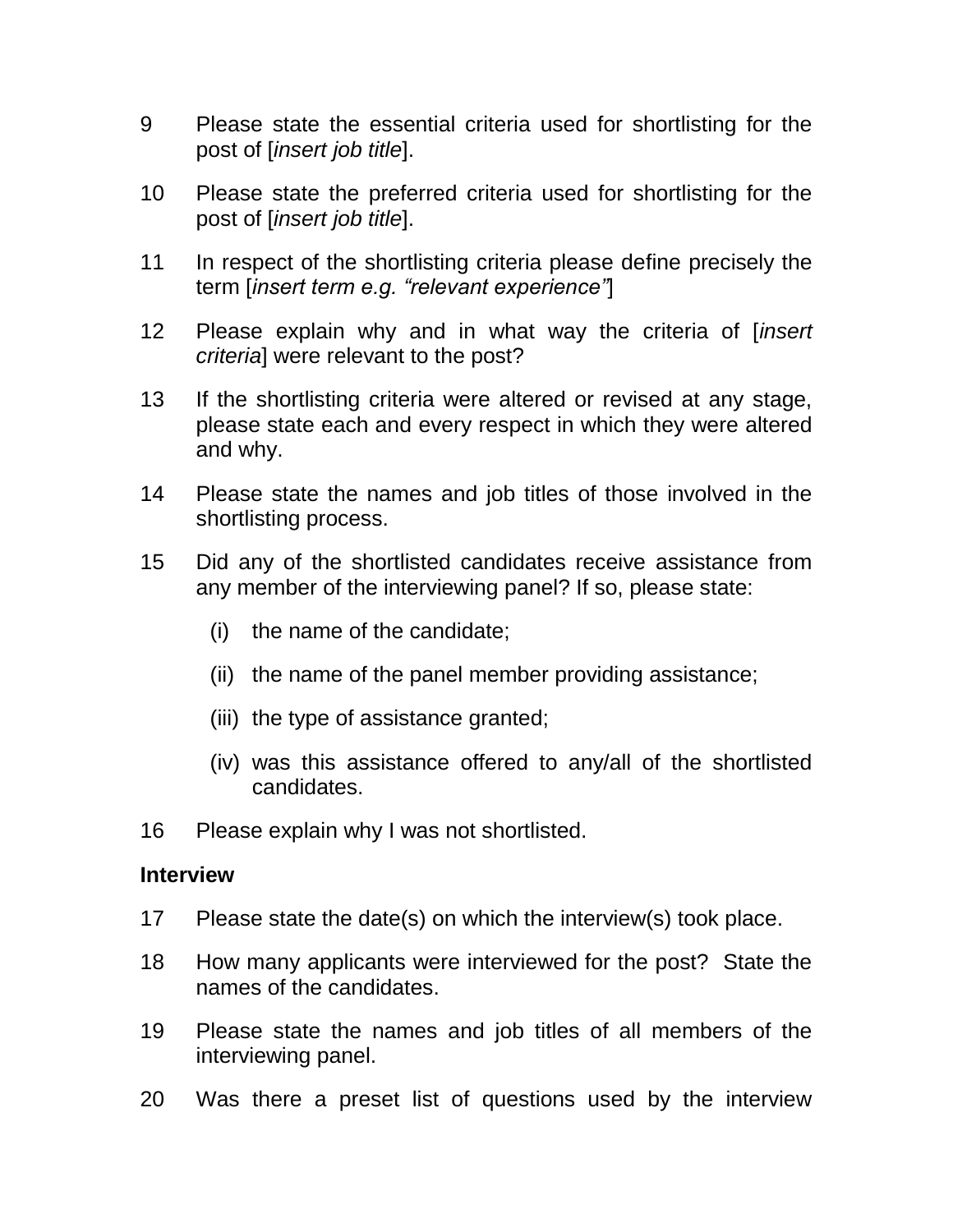9 Please state the essential criteria used for shortlisting for the post of [*insert job title*].

10 Please state the preferred criteria used for shortlisting for the post of [*insert job title*].

11 In respect of the shortlisting criteria please define precisely the term [*insert term e.g. "relevant experience"*]

12 Please explain why and in what way the criteria of [*insert criteria*] were relevant to the post?

13 If the shortlisting criteria were altered or revised at any stage, please state each and every respect in which they were altered and why.

14 Please state the names and job titles of those involved in the shortlisting process.

15 Did any of the shortlisted candidates receive assistance from any member of the interviewing panel? If so, please state:

   (i) the name of the candidate;

   (ii) the name of the panel member providing assistance;

   (iii) the type of assistance granted;

   (iv) was this assistance offered to any/all of the shortlisted candidates.

16 Please explain why I was not shortlisted.

**Interview**

17 Please state the date(s) on which the interview(s) took place.

18 How many applicants were interviewed for the post? State the names of the candidates.

19 Please state the names and job titles of all members of the interviewing panel.

20 Was there a preset list of questions used by the interview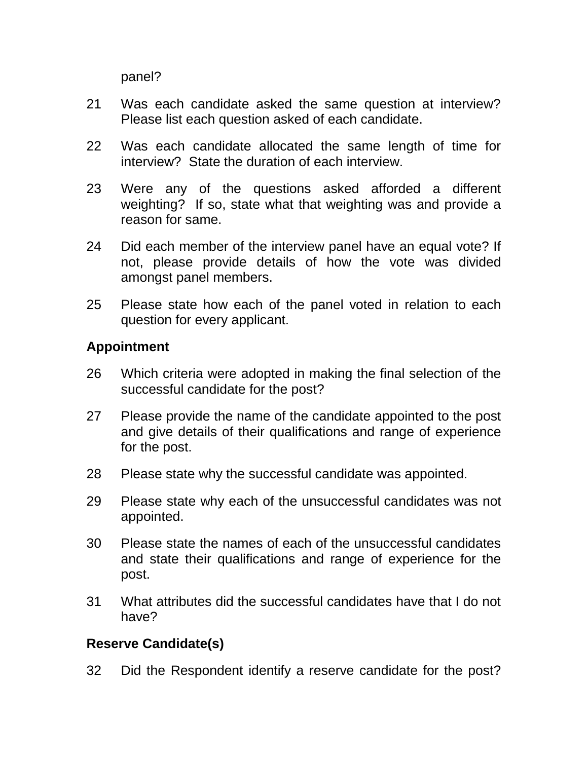panel?

21 Was each candidate asked the same question at interview? Please list each question asked of each candidate.

22 Was each candidate allocated the same length of time for interview? State the duration of each interview.

23 Were any of the questions asked afforded a different weighting? If so, state what that weighting was and provide a reason for same.

24 Did each member of the interview panel have an equal vote? If not, please provide details of how the vote was divided amongst panel members.

25 Please state how each of the panel voted in relation to each question for every applicant.

**Appointment**

26 Which criteria were adopted in making the final selection of the successful candidate for the post?

27 Please provide the name of the candidate appointed to the post and give details of their qualifications and range of experience for the post.

28 Please state why the successful candidate was appointed.

29 Please state why each of the unsuccessful candidates was not appointed.

30 Please state the names of each of the unsuccessful candidates and state their qualifications and range of experience for the post.

31 What attributes did the successful candidates have that I do not have?

**Reserve Candidate(s)**

32 Did the Respondent identify a reserve candidate for the post?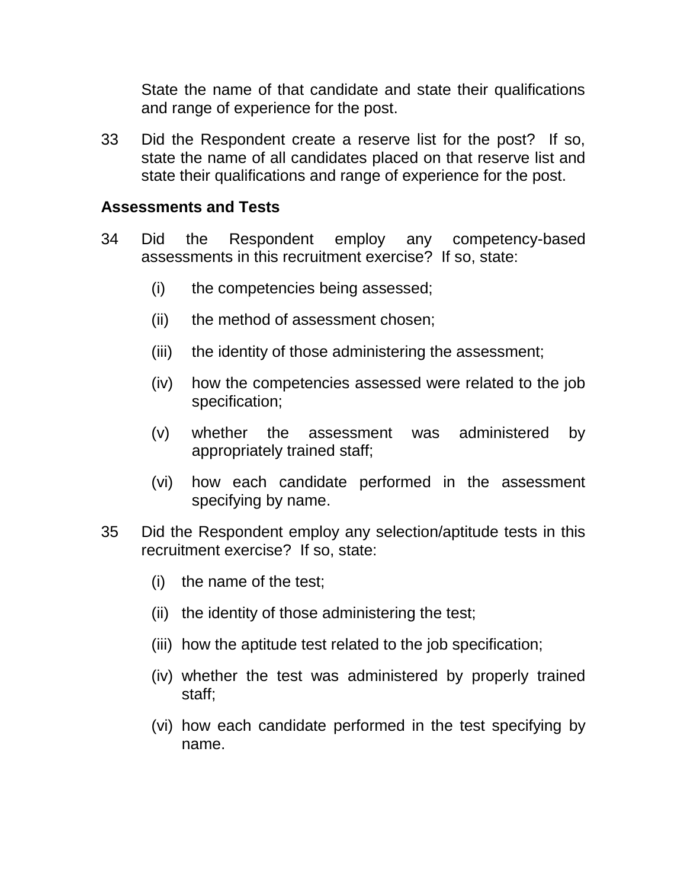State the name of that candidate and state their qualifications and range of experience for the post.

33 Did the Respondent create a reserve list for the post? If so, state the name of all candidates placed on that reserve list and state their qualifications and range of experience for the post.

**Assessments and Tests**

34 Did the Respondent employ any competency-based assessments in this recruitment exercise? If so, state:

- (i) the competencies being assessed;
- (ii) the method of assessment chosen;
- (iii) the identity of those administering the assessment;
- (iv) how the competencies assessed were related to the job specification;
- (v) whether the assessment was administered by appropriately trained staff;
- (vi) how each candidate performed in the assessment specifying by name.

35 Did the Respondent employ any selection/aptitude tests in this recruitment exercise? If so, state:

- (i) the name of the test;
- (ii) the identity of those administering the test;
- (iii) how the aptitude test related to the job specification;
- (iv) whether the test was administered by properly trained staff;
- (vi) how each candidate performed in the test specifying by name.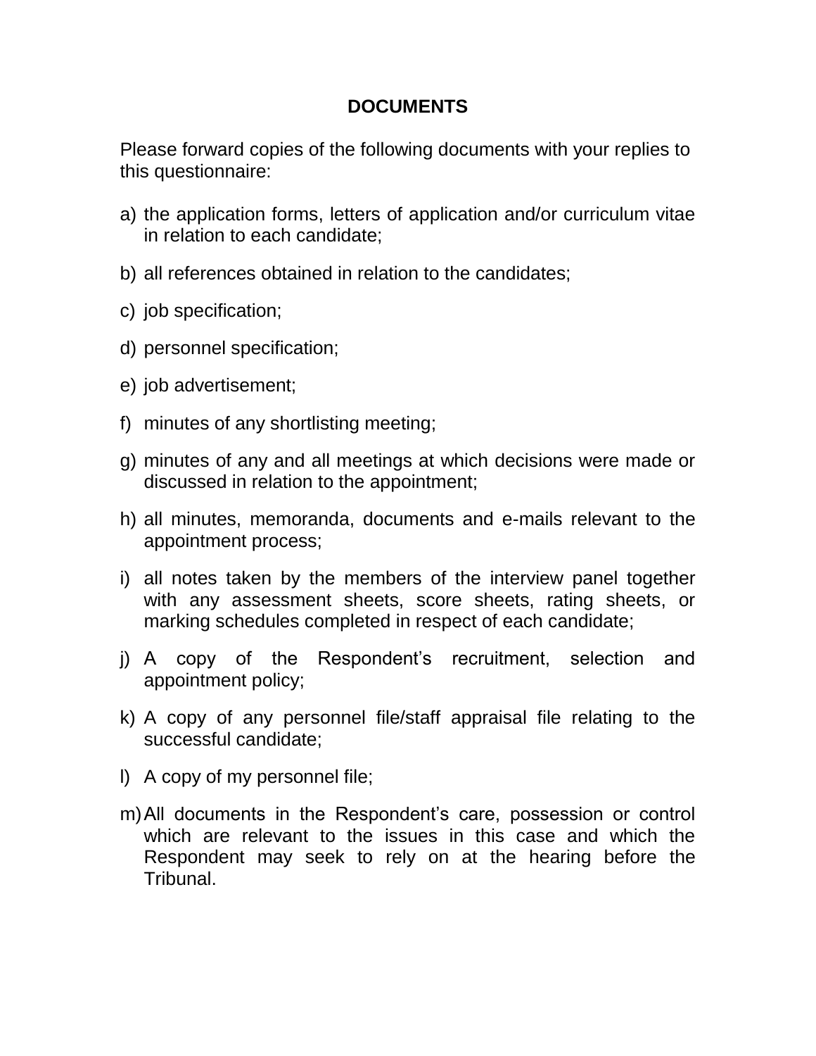## DOCUMENTS

Please forward copies of the following documents with your replies to this questionnaire:

a) the application forms, letters of application and/or curriculum vitae in relation to each candidate;

b) all references obtained in relation to the candidates;

c) job specification;

d) personnel specification;

e) job advertisement;

f) minutes of any shortlisting meeting;

g) minutes of any and all meetings at which decisions were made or discussed in relation to the appointment;

h) all minutes, memoranda, documents and e-mails relevant to the appointment process;

i) all notes taken by the members of the interview panel together with any assessment sheets, score sheets, rating sheets, or marking schedules completed in respect of each candidate;

j) A copy of the Respondent's recruitment, selection and appointment policy;

k) A copy of any personnel file/staff appraisal file relating to the successful candidate;

l) A copy of my personnel file;

m) All documents in the Respondent's care, possession or control which are relevant to the issues in this case and which the Respondent may seek to rely on at the hearing before the Tribunal.